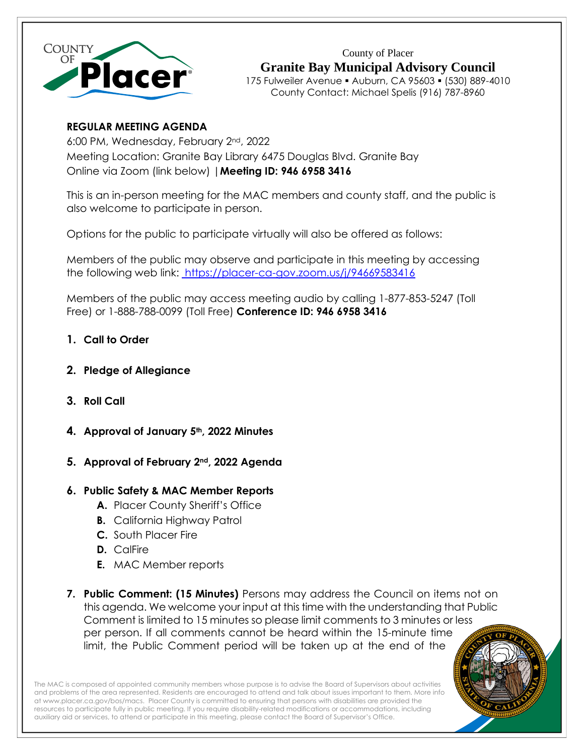County of Placer

# Granite Bay Municipal Advisory Council

175 Fulweiler Avenue ▪ Auburn, CA 95603 ▪ (530) 889-4010
County Contact: Michael Spelis (916) 787-8960

**REGULAR MEETING AGENDA**

6:00 PM, Wednesday, February 2nd, 2022
Meeting Location: Granite Bay Library 6475 Douglas Blvd. Granite Bay
Online via Zoom (link below) |**Meeting ID: 946 6958 3416**

This is an in-person meeting for the MAC members and county staff, and the public is also welcome to participate in person.

Options for the public to participate virtually will also be offered as follows:

Members of the public may observe and participate in this meeting by accessing the following web link: https://placer-ca-gov.zoom.us/j/94669583416

Members of the public may access meeting audio by calling 1-877-853-5247 (Toll Free) or 1-888-788-0099 (Toll Free) **Conference ID: 946 6958 3416**

1. **Call to Order**
2. **Pledge of Allegiance**
3. **Roll Call**
4. **Approval of January 5th, 2022 Minutes**
5. **Approval of February 2nd, 2022 Agenda**
6. **Public Safety & MAC Member Reports**
   - **A.** Placer County Sheriff's Office
   - **B.** California Highway Patrol
   - **C.** South Placer Fire
   - **D.** CalFire
   - **E.** MAC Member reports
7. **Public Comment: (15 Minutes)** Persons may address the Council on items not on this agenda. We welcome your input at this time with the understanding that Public Comment is limited to 15 minutes so please limit comments to 3 minutes or less per person. If all comments cannot be heard within the 15-minute time limit, the Public Comment period will be taken up at the end of the

The MAC is composed of appointed community members whose purpose is to advise the Board of Supervisors about activities and problems of the area represented. Residents are encouraged to attend and talk about issues important to them. More info at www.placer.ca.gov/bos/macs. Placer County is committed to ensuring that persons with disabilities are provided the resources to participate fully in public meeting. If you require disability-related modifications or accommodations, including auxiliary aid or services, to attend or participate in this meeting, please contact the Board of Supervisor's Office.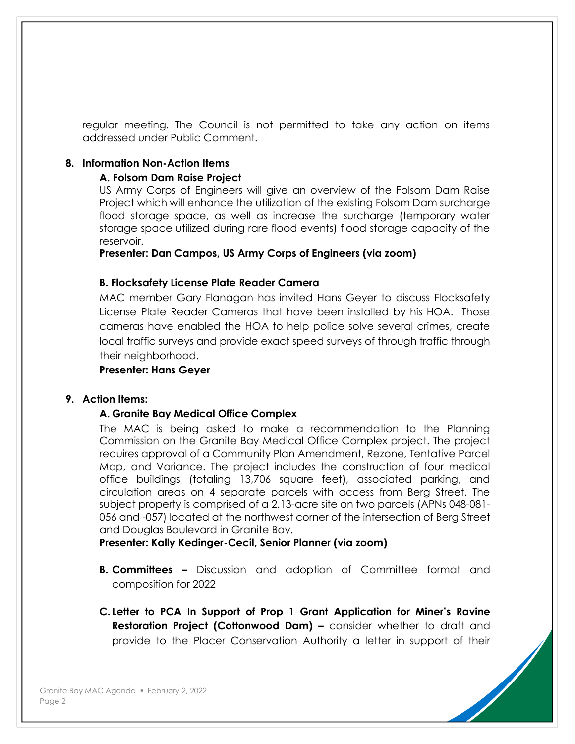regular meeting. The Council is not permitted to take any action on items addressed under Public Comment.

**8. Information Non-Action Items**

**A. Folsom Dam Raise Project**

US Army Corps of Engineers will give an overview of the Folsom Dam Raise Project which will enhance the utilization of the existing Folsom Dam surcharge flood storage space, as well as increase the surcharge (temporary water storage space utilized during rare flood events) flood storage capacity of the reservoir.

**Presenter: Dan Campos, US Army Corps of Engineers (via zoom)**

**B. Flocksafety License Plate Reader Camera**

MAC member Gary Flanagan has invited Hans Geyer to discuss Flocksafety License Plate Reader Cameras that have been installed by his HOA. Those cameras have enabled the HOA to help police solve several crimes, create local traffic surveys and provide exact speed surveys of through traffic through their neighborhood.

**Presenter: Hans Geyer**

**9. Action Items:**

**A. Granite Bay Medical Office Complex**

The MAC is being asked to make a recommendation to the Planning Commission on the Granite Bay Medical Office Complex project. The project requires approval of a Community Plan Amendment, Rezone, Tentative Parcel Map, and Variance. The project includes the construction of four medical office buildings (totaling 13,706 square feet), associated parking, and circulation areas on 4 separate parcels with access from Berg Street. The subject property is comprised of a 2.13-acre site on two parcels (APNs 048-081-056 and -057) located at the northwest corner of the intersection of Berg Street and Douglas Boulevard in Granite Bay.

**Presenter: Kally Kedinger-Cecil, Senior Planner (via zoom)**

**B. Committees –** Discussion and adoption of Committee format and composition for 2022

**C. Letter to PCA In Support of Prop 1 Grant Application for Miner's Ravine Restoration Project (Cottonwood Dam) –** consider whether to draft and provide to the Placer Conservation Authority a letter in support of their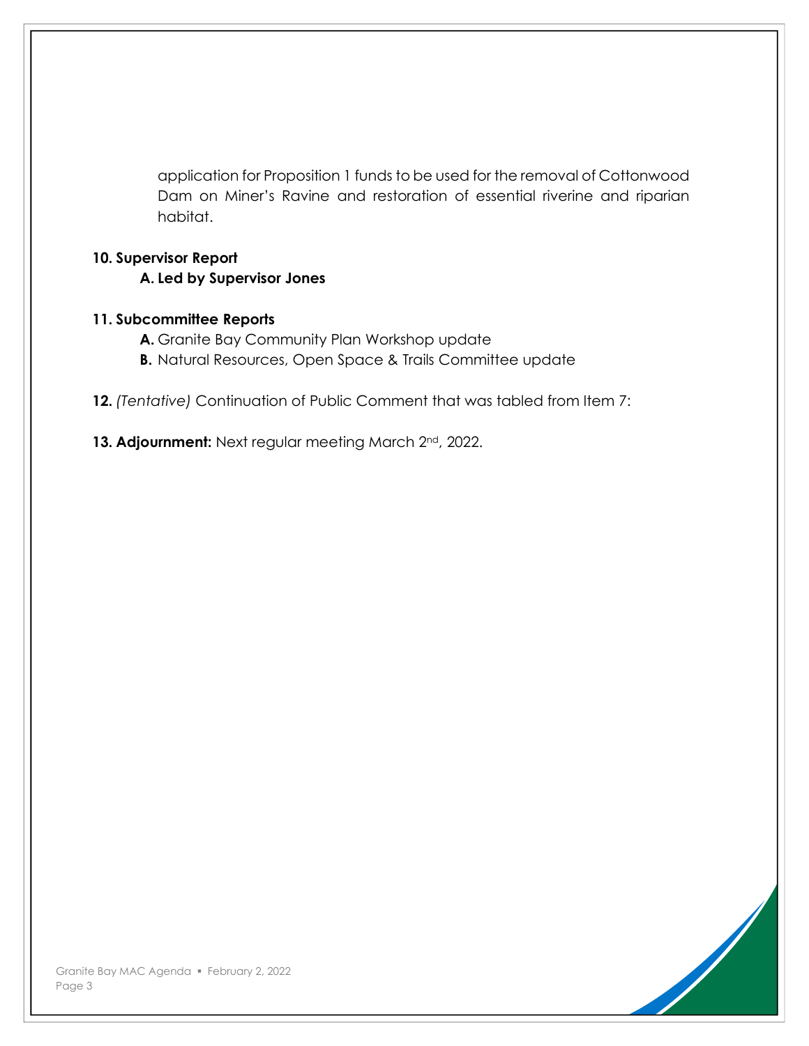application for Proposition 1 funds to be used for the removal of Cottonwood Dam on Miner's Ravine and restoration of essential riverine and riparian habitat.

**10. Supervisor Report**

**A. Led by Supervisor Jones**

**11. Subcommittee Reports**

**A.** Granite Bay Community Plan Workshop update

**B.** Natural Resources, Open Space & Trails Committee update

**12.** *(Tentative)* Continuation of Public Comment that was tabled from Item 7:

**13. Adjournment:** Next regular meeting March 2nd, 2022.